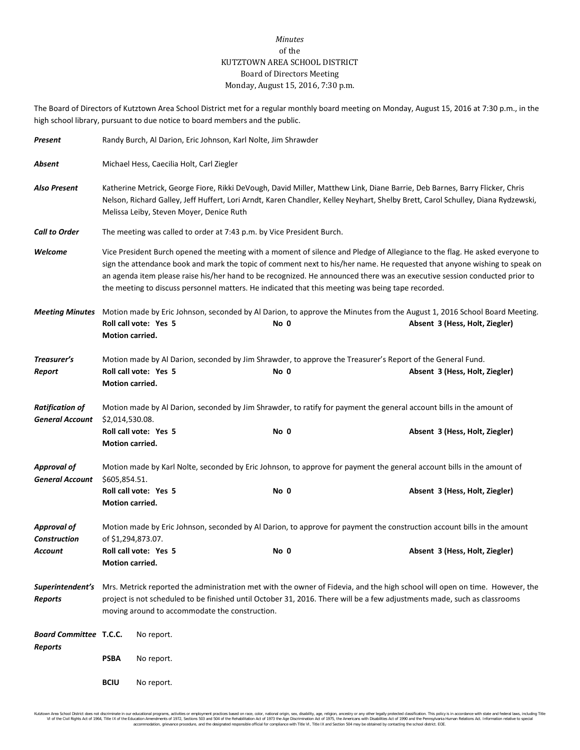*Minutes*
of the
KUTZTOWN AREA SCHOOL DISTRICT
Board of Directors Meeting
Monday, August 15, 2016, 7:30 p.m.

The Board of Directors of Kutztown Area School District met for a regular monthly board meeting on Monday, August 15, 2016 at 7:30 p.m., in the high school library, pursuant to due notice to board members and the public.

***Present*** Randy Burch, Al Darion, Eric Johnson, Karl Nolte, Jim Shrawder

***Absent*** Michael Hess, Caecilia Holt, Carl Ziegler

***Also Present*** Katherine Metrick, George Fiore, Rikki DeVough, David Miller, Matthew Link, Diane Barrie, Deb Barnes, Barry Flicker, Chris Nelson, Richard Galley, Jeff Huffert, Lori Arndt, Karen Chandler, Kelley Neyhart, Shelby Brett, Carol Schulley, Diana Rydzewski, Melissa Leiby, Steven Moyer, Denice Ruth

***Call to Order*** The meeting was called to order at 7:43 p.m. by Vice President Burch.

***Welcome*** Vice President Burch opened the meeting with a moment of silence and Pledge of Allegiance to the flag. He asked everyone to sign the attendance book and mark the topic of comment next to his/her name. He requested that anyone wishing to speak on an agenda item please raise his/her hand to be recognized. He announced there was an executive session conducted prior to the meeting to discuss personnel matters. He indicated that this meeting was being tape recorded.

***Meeting Minutes*** Motion made by Eric Johnson, seconded by Al Darion, to approve the Minutes from the August 1, 2016 School Board Meeting.
**Roll call vote: Yes 5** **No 0** **Absent 3 (Hess, Holt, Ziegler)**
**Motion carried.**

***Treasurer's Report*** Motion made by Al Darion, seconded by Jim Shrawder, to approve the Treasurer's Report of the General Fund.
**Roll call vote: Yes 5** **No 0** **Absent 3 (Hess, Holt, Ziegler)**
**Motion carried.**

***Ratification of General Account*** Motion made by Al Darion, seconded by Jim Shrawder, to ratify for payment the general account bills in the amount of $2,014,530.08.
**Roll call vote: Yes 5** **No 0** **Absent 3 (Hess, Holt, Ziegler)**
**Motion carried.**

***Approval of General Account*** Motion made by Karl Nolte, seconded by Eric Johnson, to approve for payment the general account bills in the amount of $605,854.51.
**Roll call vote: Yes 5** **No 0** **Absent 3 (Hess, Holt, Ziegler)**
**Motion carried.**

***Approval of Construction Account*** Motion made by Eric Johnson, seconded by Al Darion, to approve for payment the construction account bills in the amount of $1,294,873.07.
**Roll call vote: Yes 5** **No 0** **Absent 3 (Hess, Holt, Ziegler)**
**Motion carried.**

***Superintendent's Reports*** Mrs. Metrick reported the administration met with the owner of Fidevia, and the high school will open on time. However, the project is not scheduled to be finished until October 31, 2016. There will be a few adjustments made, such as classrooms moving around to accommodate the construction.

***Board Committee Reports***

**T.C.C.** No report.

**PSBA** No report.

**BCIU** No report.

Kutztown Area School District does not discriminate in our educational programs, activities or employment practices based on race, color, national origin, sex, disability, age, religion, ancestry or any other legally protected classification. This policy is in accordance with state and federal laws, including Title VI of the Civil Rights Act of 1964, Title IX of the Education Amendments of 1972, Sections 503 and 504 of the Rehabilitation Act of 1973 the Age Discrimination Act of 1975, the Americans with Disabilities Act of 1990 and the Pennsylvania Human Relations Act. Information relative to special accommodation, grievance procedure, and the designated responsible official for compliance with Title VI, Title IX and Section 504 may be obtained by contacting the school district. EOE.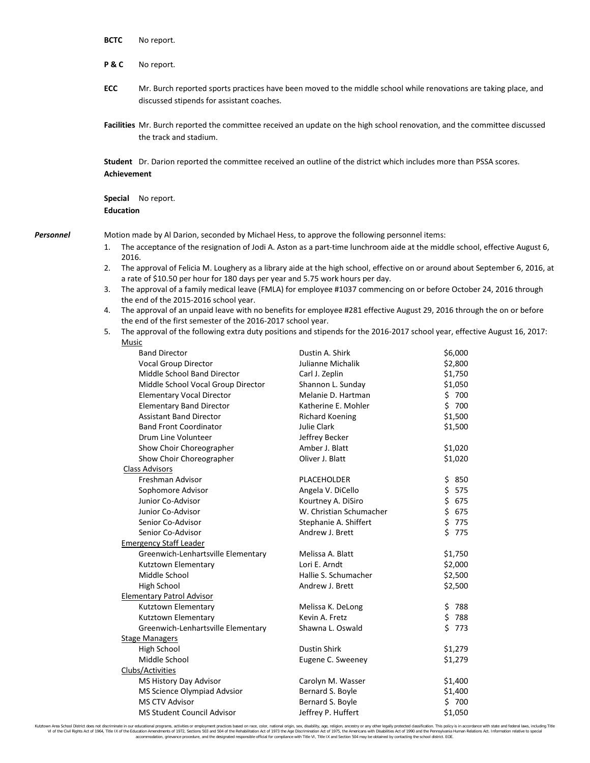**BCTC** No report.

**P & C** No report.

**ECC** Mr. Burch reported sports practices have been moved to the middle school while renovations are taking place, and discussed stipends for assistant coaches.

**Facilities** Mr. Burch reported the committee received an update on the high school renovation, and the committee discussed the track and stadium.

**Student Achievement** Dr. Darion reported the committee received an outline of the district which includes more than PSSA scores.

**Special Education** No report.

***Personnel***

Motion made by Al Darion, seconded by Michael Hess, to approve the following personnel items:

1. The acceptance of the resignation of Jodi A. Aston as a part-time lunchroom aide at the middle school, effective August 6, 2016.
2. The approval of Felicia M. Loughery as a library aide at the high school, effective on or around about September 6, 2016, at a rate of $10.50 per hour for 180 days per year and 5.75 work hours per day.
3. The approval of a family medical leave (FMLA) for employee #1037 commencing on or before October 24, 2016 through the end of the 2015-2016 school year.
4. The approval of an unpaid leave with no benefits for employee #281 effective August 29, 2016 through the on or before the end of the first semester of the 2016-2017 school year.
5. The approval of the following extra duty positions and stipends for the 2016-2017 school year, effective August 16, 2017:

| Position | Name | Stipend |
|---|---|---|
| Music | | |
| Band Director | Dustin A. Shirk | $6,000 |
| Vocal Group Director | Julianne Michalik | $2,800 |
| Middle School Band Director | Carl J. Zeplin | $1,750 |
| Middle School Vocal Group Director | Shannon L. Sunday | $1,050 |
| Elementary Vocal Director | Melanie D. Hartman | $ 700 |
| Elementary Band Director | Katherine E. Mohler | $ 700 |
| Assistant Band Director | Richard Koening | $1,500 |
| Band Front Coordinator | Julie Clark | $1,500 |
| Drum Line Volunteer | Jeffrey Becker | |
| Show Choir Choreographer | Amber J. Blatt | $1,020 |
| Show Choir Choreographer | Oliver J. Blatt | $1,020 |
| Class Advisors | | |
| Freshman Advisor | PLACEHOLDER | $ 850 |
| Sophomore Advisor | Angela V. DiCello | $ 575 |
| Junior Co-Advisor | Kourtney A. DiSiro | $ 675 |
| Junior Co-Advisor | W. Christian Schumacher | $ 675 |
| Senior Co-Advisor | Stephanie A. Shiffert | $ 775 |
| Senior Co-Advisor | Andrew J. Brett | $ 775 |
| Emergency Staff Leader | | |
| Greenwich-Lenhartsville Elementary | Melissa A. Blatt | $1,750 |
| Kutztown Elementary | Lori E. Arndt | $2,000 |
| Middle School | Hallie S. Schumacher | $2,500 |
| High School | Andrew J. Brett | $2,500 |
| Elementary Patrol Advisor | | |
| Kutztown Elementary | Melissa K. DeLong | $ 788 |
| Kutztown Elementary | Kevin A. Fretz | $ 788 |
| Greenwich-Lenhartsville Elementary | Shawna L. Oswald | $ 773 |
| Stage Managers | | |
| High School | Dustin Shirk | $1,279 |
| Middle School | Eugene C. Sweeney | $1,279 |
| Clubs/Activities | | |
| MS History Day Advisor | Carolyn M. Wasser | $1,400 |
| MS Science Olympiad Advsior | Bernard S. Boyle | $1,400 |
| MS CTV Advisor | Bernard S. Boyle | $ 700 |
| MS Student Council Advisor | Jeffrey P. Huffert | $1,050 |

Kutztown Area School District does not discriminate in our educational programs, activities or employment practices based on race, color, national origin, sex, disability, age, religion, ancestry or any other legally protected classification. This policy is in accordance with state and federal laws, including Title VI of the Civil Rights Act of 1964, Title IX of the Education Amendments of 1972, Sections 503 and 504 of the Rehabilitation Act of 1973 the Age Discrimination Act of 1975, the Americans with Disabilities Act of 1990 and the Pennsylvania Human Relations Act. Information relative to special accommodation, grievance procedure, and the designated responsible official for compliance with Title VI, Title IX and Section 504 may be obtained by contacting the school district. EOE.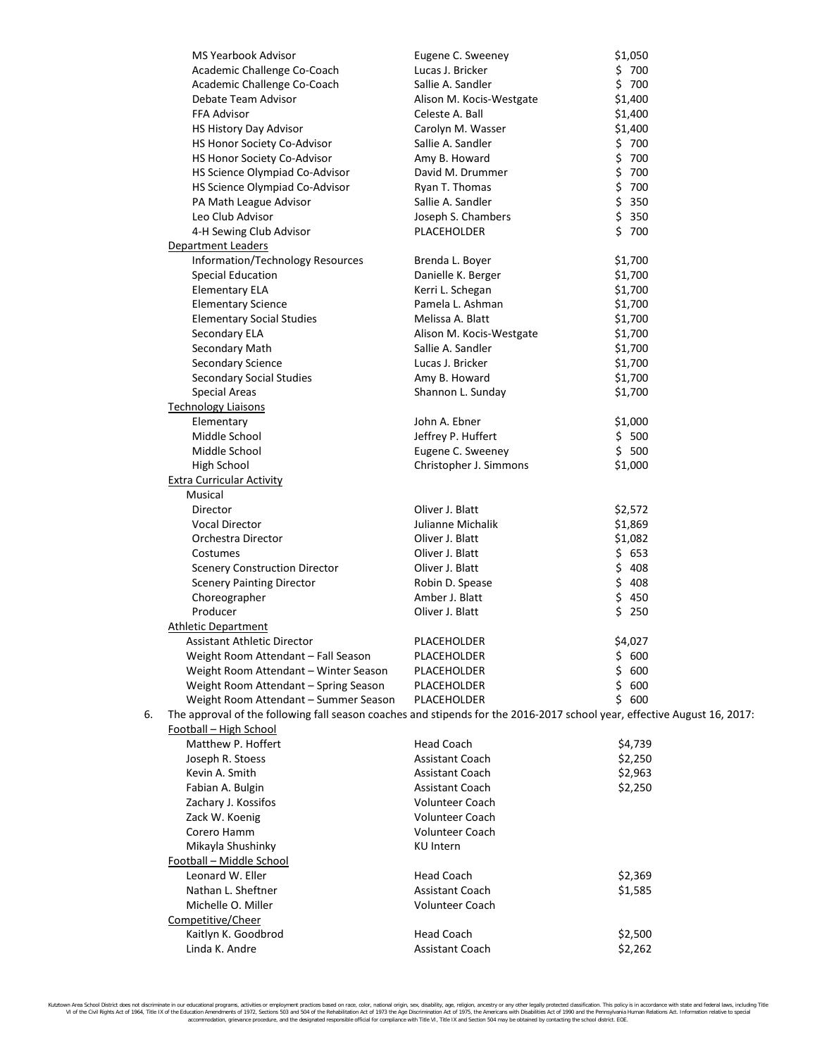| | | |
|---|---|---|
| MS Yearbook Advisor | Eugene C. Sweeney | $1,050 |
| Academic Challenge Co-Coach | Lucas J. Bricker | $ 700 |
| Academic Challenge Co-Coach | Sallie A. Sandler | $ 700 |
| Debate Team Advisor | Alison M. Kocis-Westgate | $1,400 |
| FFA Advisor | Celeste A. Ball | $1,400 |
| HS History Day Advisor | Carolyn M. Wasser | $1,400 |
| HS Honor Society Co-Advisor | Sallie A. Sandler | $ 700 |
| HS Honor Society Co-Advisor | Amy B. Howard | $ 700 |
| HS Science Olympiad Co-Advisor | David M. Drummer | $ 700 |
| HS Science Olympiad Co-Advisor | Ryan T. Thomas | $ 700 |
| PA Math League Advisor | Sallie A. Sandler | $ 350 |
| Leo Club Advisor | Joseph S. Chambers | $ 350 |
| 4-H Sewing Club Advisor | PLACEHOLDER | $ 700 |
| Department Leaders | | |
| Information/Technology Resources | Brenda L. Boyer | $1,700 |
| Special Education | Danielle K. Berger | $1,700 |
| Elementary ELA | Kerri L. Schegan | $1,700 |
| Elementary Science | Pamela L. Ashman | $1,700 |
| Elementary Social Studies | Melissa A. Blatt | $1,700 |
| Secondary ELA | Alison M. Kocis-Westgate | $1,700 |
| Secondary Math | Sallie A. Sandler | $1,700 |
| Secondary Science | Lucas J. Bricker | $1,700 |
| Secondary Social Studies | Amy B. Howard | $1,700 |
| Special Areas | Shannon L. Sunday | $1,700 |
| Technology Liaisons | | |
| Elementary | John A. Ebner | $1,000 |
| Middle School | Jeffrey P. Huffert | $ 500 |
| Middle School | Eugene C. Sweeney | $ 500 |
| High School | Christopher J. Simmons | $1,000 |
| Extra Curricular Activity | | |
| Musical | | |
| Director | Oliver J. Blatt | $2,572 |
| Vocal Director | Julianne Michalik | $1,869 |
| Orchestra Director | Oliver J. Blatt | $1,082 |
| Costumes | Oliver J. Blatt | $ 653 |
| Scenery Construction Director | Oliver J. Blatt | $ 408 |
| Scenery Painting Director | Robin D. Spease | $ 408 |
| Choreographer | Amber J. Blatt | $ 450 |
| Producer | Oliver J. Blatt | $ 250 |
| Athletic Department | | |
| Assistant Athletic Director | PLACEHOLDER | $4,027 |
| Weight Room Attendant – Fall Season | PLACEHOLDER | $ 600 |
| Weight Room Attendant – Winter Season | PLACEHOLDER | $ 600 |
| Weight Room Attendant – Spring Season | PLACEHOLDER | $ 600 |
| Weight Room Attendant – Summer Season | PLACEHOLDER | $ 600 |

6. The approval of the following fall season coaches and stipends for the 2016-2017 school year, effective August 16, 2017:

| | | |
|---|---|---|
| Football – High School | | |
| Matthew P. Hoffert | Head Coach | $4,739 |
| Joseph R. Stoess | Assistant Coach | $2,250 |
| Kevin A. Smith | Assistant Coach | $2,963 |
| Fabian A. Bulgin | Assistant Coach | $2,250 |
| Zachary J. Kossifos | Volunteer Coach | |
| Zack W. Koenig | Volunteer Coach | |
| Corero Hamm | Volunteer Coach | |
| Mikayla Shushinky | KU Intern | |
| Football – Middle School | | |
| Leonard W. Eller | Head Coach | $2,369 |
| Nathan L. Sheftner | Assistant Coach | $1,585 |
| Michelle O. Miller | Volunteer Coach | |
| Competitive/Cheer | | |
| Kaitlyn K. Goodbrod | Head Coach | $2,500 |
| Linda K. Andre | Assistant Coach | $2,262 |

Kutztown Area School District does not discriminate in our educational programs, activities or employment practices based on race, color, national origin, sex, disability, age, religion, ancestry or any other legally protected classification. This policy is in accordance with state and federal laws, including Title VI of the Civil Rights Act of 1964, Title IX of the Education Amendments of 1972, Sections 503 and 504 of the Rehabilitation Act of 1973 the Age Discrimination Act of 1975, the Americans with Disabilities Act of 1990 and the Pennsylvania Human Relations Act. Information relative to special accommodation, grievance procedure, and the designated responsible official for compliance with Title VI, Title IX and Section 504 may be obtained by contacting the school district. EOE.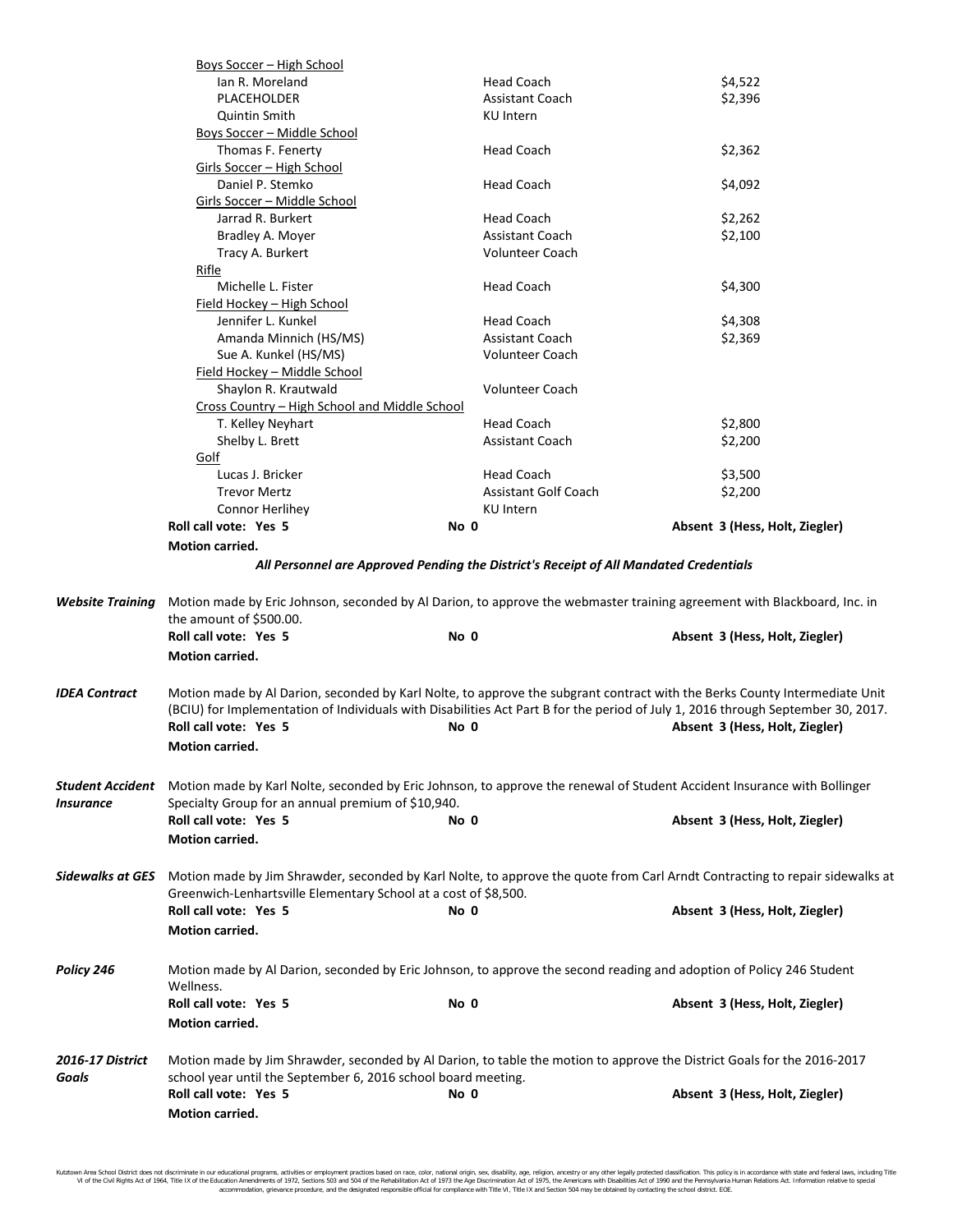| | | |
|---|---|---|
| Boys Soccer – High School | | |
| Ian R. Moreland | Head Coach | $4,522 |
| PLACEHOLDER | Assistant Coach | $2,396 |
| Quintin Smith | KU Intern | |
| Boys Soccer – Middle School | | |
| Thomas F. Fenerty | Head Coach | $2,362 |
| Girls Soccer – High School | | |
| Daniel P. Stemko | Head Coach | $4,092 |
| Girls Soccer – Middle School | | |
| Jarrad R. Burkert | Head Coach | $2,262 |
| Bradley A. Moyer | Assistant Coach | $2,100 |
| Tracy A. Burkert | Volunteer Coach | |
| Rifle | | |
| Michelle L. Fister | Head Coach | $4,300 |
| Field Hockey – High School | | |
| Jennifer L. Kunkel | Head Coach | $4,308 |
| Amanda Minnich (HS/MS) | Assistant Coach | $2,369 |
| Sue A. Kunkel (HS/MS) | Volunteer Coach | |
| Field Hockey – Middle School | | |
| Shaylon R. Krautwald | Volunteer Coach | |
| Cross Country – High School and Middle School | | |
| T. Kelley Neyhart | Head Coach | $2,800 |
| Shelby L. Brett | Assistant Coach | $2,200 |
| Golf | | |
| Lucas J. Bricker | Head Coach | $3,500 |
| Trevor Mertz | Assistant Golf Coach | $2,200 |
| Connor Herlihey | KU Intern | |

**Roll call vote: Yes 5** **No 0** **Absent 3 (Hess, Holt, Ziegler)**
**Motion carried.**

***All Personnel are Approved Pending the District's Receipt of All Mandated Credentials***

***Website Training*** Motion made by Eric Johnson, seconded by Al Darion, to approve the webmaster training agreement with Blackboard, Inc. in the amount of $500.00.
**Roll call vote: Yes 5** **No 0** **Absent 3 (Hess, Holt, Ziegler)**
**Motion carried.**

***IDEA Contract*** Motion made by Al Darion, seconded by Karl Nolte, to approve the subgrant contract with the Berks County Intermediate Unit (BCIU) for Implementation of Individuals with Disabilities Act Part B for the period of July 1, 2016 through September 30, 2017.
**Roll call vote: Yes 5** **No 0** **Absent 3 (Hess, Holt, Ziegler)**
**Motion carried.**

***Student Accident Insurance*** Motion made by Karl Nolte, seconded by Eric Johnson, to approve the renewal of Student Accident Insurance with Bollinger Specialty Group for an annual premium of $10,940.
**Roll call vote: Yes 5** **No 0** **Absent 3 (Hess, Holt, Ziegler)**
**Motion carried.**

***Sidewalks at GES*** Motion made by Jim Shrawder, seconded by Karl Nolte, to approve the quote from Carl Arndt Contracting to repair sidewalks at Greenwich-Lenhartsville Elementary School at a cost of $8,500.
**Roll call vote: Yes 5** **No 0** **Absent 3 (Hess, Holt, Ziegler)**
**Motion carried.**

***Policy 246*** Motion made by Al Darion, seconded by Eric Johnson, to approve the second reading and adoption of Policy 246 Student Wellness.
**Roll call vote: Yes 5** **No 0** **Absent 3 (Hess, Holt, Ziegler)**
**Motion carried.**

***2016-17 District Goals*** Motion made by Jim Shrawder, seconded by Al Darion, to table the motion to approve the District Goals for the 2016-2017 school year until the September 6, 2016 school board meeting.
**Roll call vote: Yes 5** **No 0** **Absent 3 (Hess, Holt, Ziegler)**
**Motion carried.**

Kutztown Area School District does not discriminate in our educational programs, activities or employment practices based on race, color, national origin, sex, disability, age, religion, ancestry or any other legally protected classification. This policy is in accordance with state and federal laws, including Title VI of the Civil Rights Act of 1964, Title IX of the Education Amendments of 1972, Sections 503 and 504 of the Rehabilitation Act of 1973 the Age Discrimination Act of 1975, the Americans with Disabilities Act of 1990 and the Pennsylvania Human Relations Act. Information relative to special accommodation, grievance procedure, and the designated responsible official for compliance with Title VI, Title IX and Section 504 may be obtained by contacting the school district. EOE.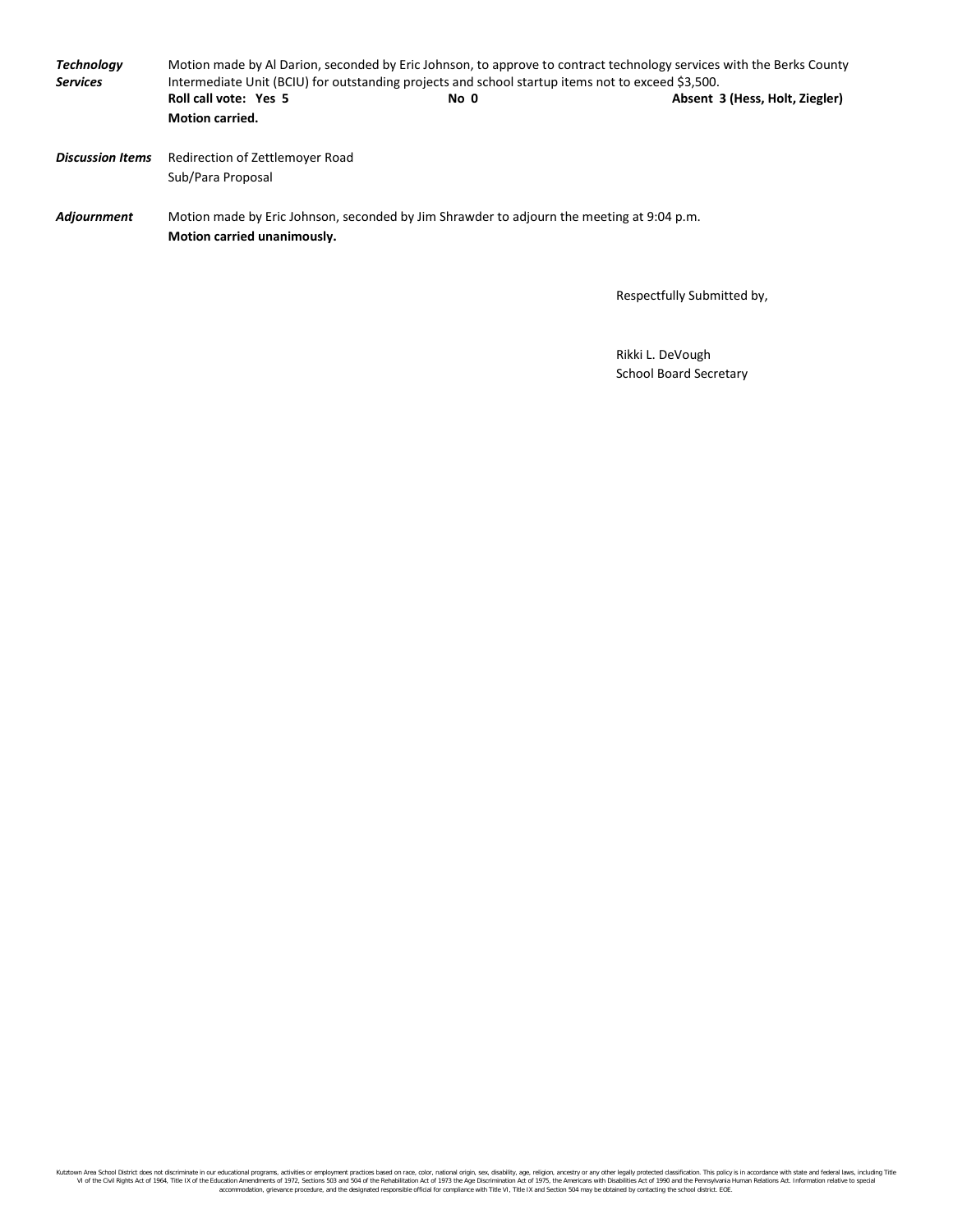***Technology Services*** Motion made by Al Darion, seconded by Eric Johnson, to approve to contract technology services with the Berks County Intermediate Unit (BCIU) for outstanding projects and school startup items not to exceed $3,500.
**Roll call vote: Yes 5 No 0 Absent 3 (Hess, Holt, Ziegler)**
**Motion carried.**

***Discussion Items*** Redirection of Zettlemoyer Road
Sub/Para Proposal

***Adjournment*** Motion made by Eric Johnson, seconded by Jim Shrawder to adjourn the meeting at 9:04 p.m.
**Motion carried unanimously.**

Respectfully Submitted by,

Rikki L. DeVough
School Board Secretary

Kutztown Area School District does not discriminate in our educational programs, activities or employment practices based on race, color, national origin, sex, disability, age, religion, ancestry or any other legally protected classification. This policy is in accordance with state and federal laws, including Title VI of the Civil Rights Act of 1964, Title IX of the Education Amendments of 1972, Sections 503 and 504 of the Rehabilitation Act of 1973 the Age Discrimination Act of 1975, the Americans with Disabilities Act of 1990 and the Pennsylvania Human Relations Act. Information relative to special accommodation, grievance procedure, and the designated responsible official for compliance with Title VI, Title IX and Section 504 may be obtained by contacting the school district. EOE.